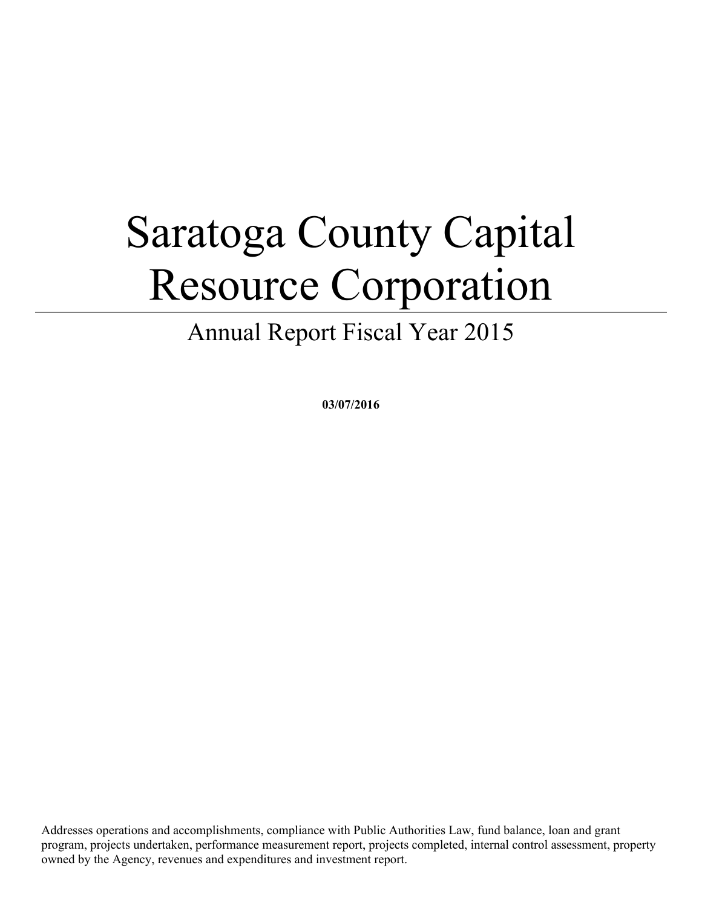# Saratoga County Capital Resource Corporation

## Annual Report Fiscal Year 2015

**03/07/2016**

Addresses operations and accomplishments, compliance with Public Authorities Law, fund balance, loan and grant program, projects undertaken, performance measurement report, projects completed, internal control assessment, property owned by the Agency, revenues and expenditures and investment report.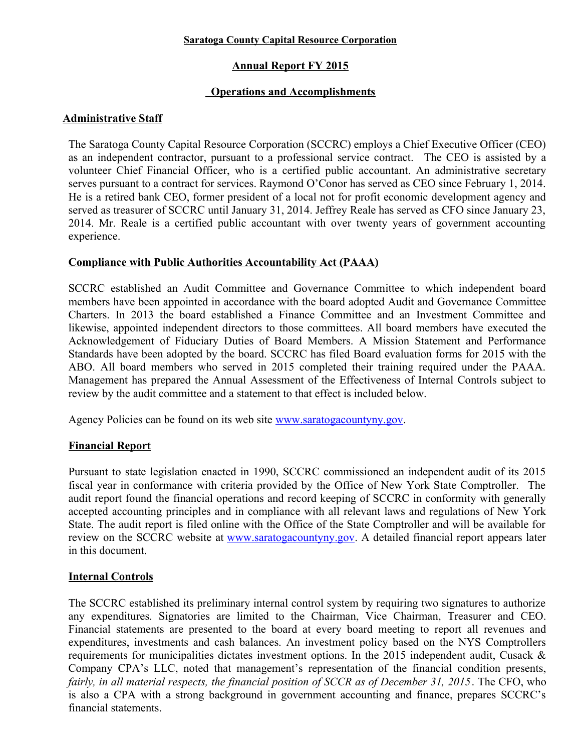**Saratoga County Capital Resource Corporation**

**Annual Report FY 2015**

**Operations and Accomplishments**

## Administrative Staff

The Saratoga County Capital Resource Corporation (SCCRC) employs a Chief Executive Officer (CEO) as an independent contractor, pursuant to a professional service contract. The CEO is assisted by a volunteer Chief Financial Officer, who is a certified public accountant. An administrative secretary serves pursuant to a contract for services. Raymond O'Conor has served as CEO since February 1, 2014. He is a retired bank CEO, former president of a local not for profit economic development agency and served as treasurer of SCCRC until January 31, 2014. Jeffrey Reale has served as CFO since January 23, 2014. Mr. Reale is a certified public accountant with over twenty years of government accounting experience.

## Compliance with Public Authorities Accountability Act (PAAA)

SCCRC established an Audit Committee and Governance Committee to which independent board members have been appointed in accordance with the board adopted Audit and Governance Committee Charters. In 2013 the board established a Finance Committee and an Investment Committee and likewise, appointed independent directors to those committees. All board members have executed the Acknowledgement of Fiduciary Duties of Board Members. A Mission Statement and Performance Standards have been adopted by the board. SCCRC has filed Board evaluation forms for 2015 with the ABO. All board members who served in 2015 completed their training required under the PAAA. Management has prepared the Annual Assessment of the Effectiveness of Internal Controls subject to review by the audit committee and a statement to that effect is included below.

Agency Policies can be found on its web site www.saratogacountyny.gov.

## Financial Report

Pursuant to state legislation enacted in 1990, SCCRC commissioned an independent audit of its 2015 fiscal year in conformance with criteria provided by the Office of New York State Comptroller. The audit report found the financial operations and record keeping of SCCRC in conformity with generally accepted accounting principles and in compliance with all relevant laws and regulations of New York State. The audit report is filed online with the Office of the State Comptroller and will be available for review on the SCCRC website at www.saratogacountyny.gov. A detailed financial report appears later in this document.

## Internal Controls

The SCCRC established its preliminary internal control system by requiring two signatures to authorize any expenditures. Signatories are limited to the Chairman, Vice Chairman, Treasurer and CEO. Financial statements are presented to the board at every board meeting to report all revenues and expenditures, investments and cash balances. An investment policy based on the NYS Comptrollers requirements for municipalities dictates investment options. In the 2015 independent audit, Cusack & Company CPA's LLC, noted that management's representation of the financial condition presents, *fairly, in all material respects, the financial position of SCCR as of December 31, 2015*. The CFO, who is also a CPA with a strong background in government accounting and finance, prepares SCCRC's financial statements.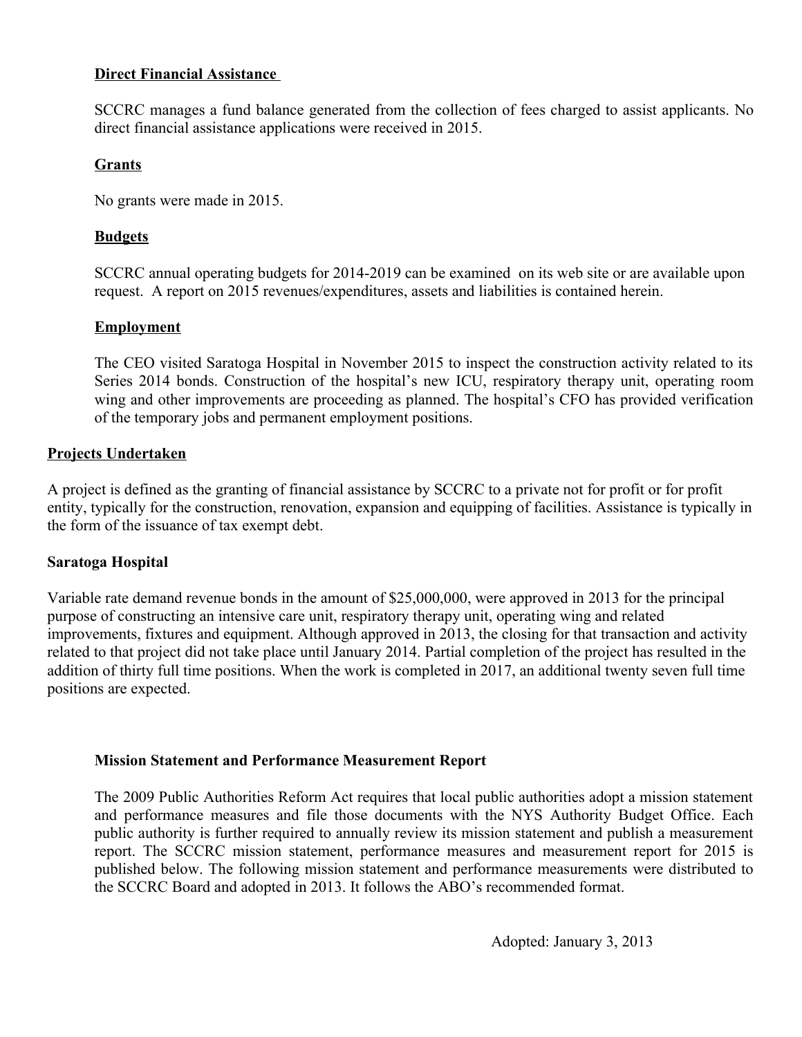### Direct Financial Assistance

SCCRC manages a fund balance generated from the collection of fees charged to assist applicants. No direct financial assistance applications were received in 2015.

### Grants

No grants were made in 2015.

### Budgets

SCCRC annual operating budgets for 2014-2019 can be examined on its web site or are available upon request. A report on 2015 revenues/expenditures, assets and liabilities is contained herein.

### Employment

The CEO visited Saratoga Hospital in November 2015 to inspect the construction activity related to its Series 2014 bonds. Construction of the hospital's new ICU, respiratory therapy unit, operating room wing and other improvements are proceeding as planned. The hospital's CFO has provided verification of the temporary jobs and permanent employment positions.

## Projects Undertaken

A project is defined as the granting of financial assistance by SCCRC to a private not for profit or for profit entity, typically for the construction, renovation, expansion and equipping of facilities. Assistance is typically in the form of the issuance of tax exempt debt.

**Saratoga Hospital**

Variable rate demand revenue bonds in the amount of $25,000,000, were approved in 2013 for the principal purpose of constructing an intensive care unit, respiratory therapy unit, operating wing and related improvements, fixtures and equipment. Although approved in 2013, the closing for that transaction and activity related to that project did not take place until January 2014. Partial completion of the project has resulted in the addition of thirty full time positions. When the work is completed in 2017, an additional twenty seven full time positions are expected.

**Mission Statement and Performance Measurement Report**

The 2009 Public Authorities Reform Act requires that local public authorities adopt a mission statement and performance measures and file those documents with the NYS Authority Budget Office. Each public authority is further required to annually review its mission statement and publish a measurement report. The SCCRC mission statement, performance measures and measurement report for 2015 is published below. The following mission statement and performance measurements were distributed to the SCCRC Board and adopted in 2013. It follows the ABO's recommended format.

Adopted: January 3, 2013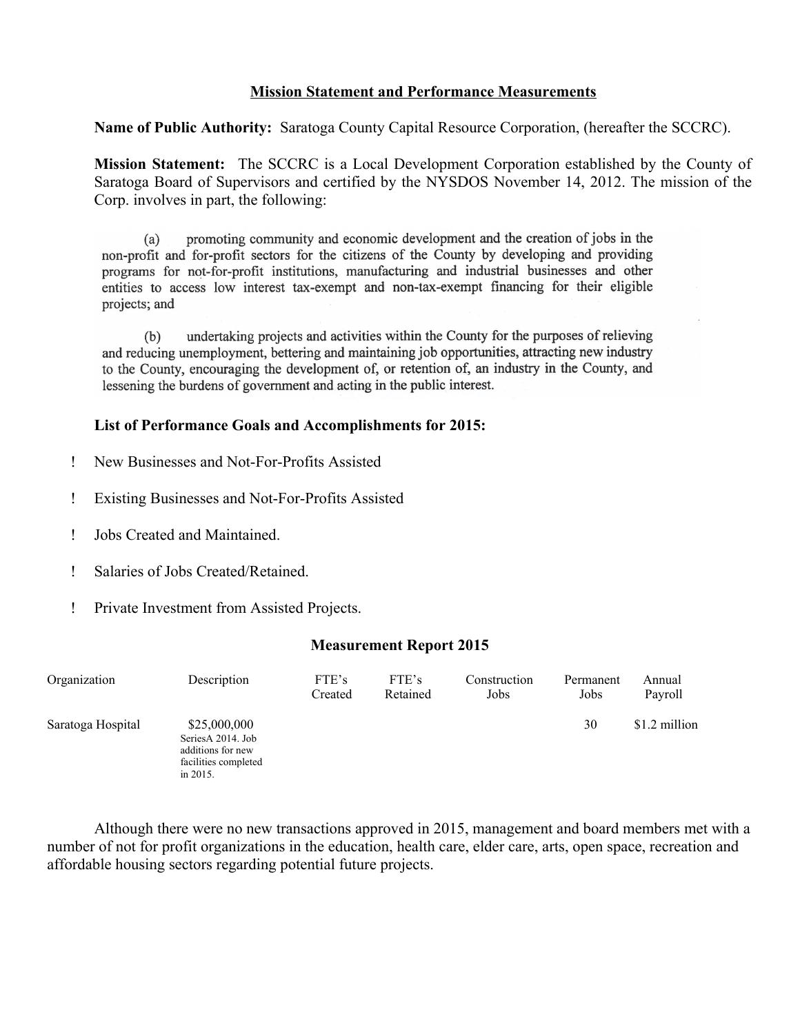## Mission Statement and Performance Measurements

**Name of Public Authority:** Saratoga County Capital Resource Corporation, (hereafter the SCCRC).

**Mission Statement:** The SCCRC is a Local Development Corporation established by the County of Saratoga Board of Supervisors and certified by the NYSDOS November 14, 2012. The mission of the Corp. involves in part, the following:

(a) promoting community and economic development and the creation of jobs in the non-profit and for-profit sectors for the citizens of the County by developing and providing programs for not-for-profit institutions, manufacturing and industrial businesses and other entities to access low interest tax-exempt and non-tax-exempt financing for their eligible projects; and

(b) undertaking projects and activities within the County for the purposes of relieving and reducing unemployment, bettering and maintaining job opportunities, attracting new industry to the County, encouraging the development of, or retention of, an industry in the County, and lessening the burdens of government and acting in the public interest.

### List of Performance Goals and Accomplishments for 2015:

- New Businesses and Not-For-Profits Assisted
- Existing Businesses and Not-For-Profits Assisted
- Jobs Created and Maintained.
- Salaries of Jobs Created/Retained.
- Private Investment from Assisted Projects.

### Measurement Report 2015

| Organization | Description | FTE's Created | FTE's Retained | Construction Jobs | Permanent Jobs | Annual Payroll |
|---|---|---|---|---|---|---|
| Saratoga Hospital | $25,000,000 SeriesA 2014. Job additions for new facilities completed in 2015. | | | | 30 | $1.2 million |

Although there were no new transactions approved in 2015, management and board members met with a number of not for profit organizations in the education, health care, elder care, arts, open space, recreation and affordable housing sectors regarding potential future projects.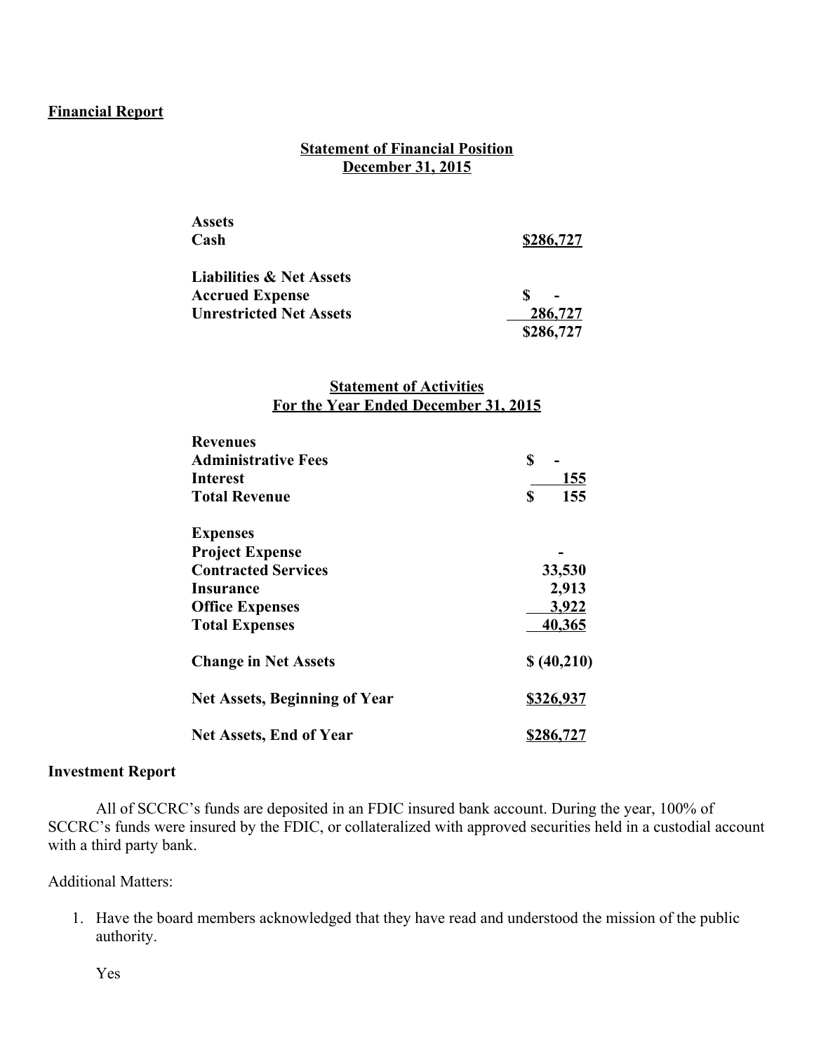**Financial Report**

**Statement of Financial Position**
**December 31, 2015**

| | |
|---|---|
| **Assets** | |
| **Cash** | **$286,727** |
| | |
| **Liabilities & Net Assets** | |
| **Accrued Expense** | **$ -** |
| **Unrestricted Net Assets** | **286,727** |
| | **$286,727** |

**Statement of Activities**
**For the Year Ended December 31, 2015**

| | |
|---|---|
| **Revenues** | |
| **Administrative Fees** | **$ -** |
| **Interest** | **155** |
| **Total Revenue** | **$ 155** |
| | |
| **Expenses** | |
| **Project Expense** | **-** |
| **Contracted Services** | **33,530** |
| **Insurance** | **2,913** |
| **Office Expenses** | **3,922** |
| **Total Expenses** | **40,365** |
| | |
| **Change in Net Assets** | **$ (40,210)** |
| | |
| **Net Assets, Beginning of Year** | **$326,937** |
| | |
| **Net Assets, End of Year** | **$286,727** |

**Investment Report**

All of SCCRC's funds are deposited in an FDIC insured bank account. During the year, 100% of SCCRC's funds were insured by the FDIC, or collateralized with approved securities held in a custodial account with a third party bank.

Additional Matters:

1. Have the board members acknowledged that they have read and understood the mission of the public authority.

   Yes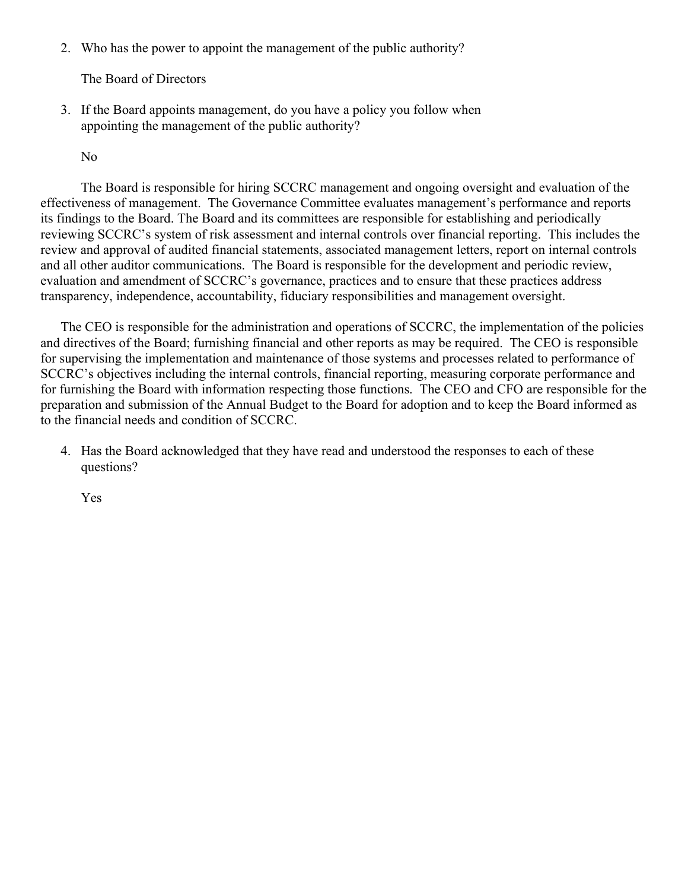2. Who has the power to appoint the management of the public authority?

   The Board of Directors

3. If the Board appoints management, do you have a policy you follow when appointing the management of the public authority?

   No

The Board is responsible for hiring SCCRC management and ongoing oversight and evaluation of the effectiveness of management. The Governance Committee evaluates management's performance and reports its findings to the Board. The Board and its committees are responsible for establishing and periodically reviewing SCCRC's system of risk assessment and internal controls over financial reporting. This includes the review and approval of audited financial statements, associated management letters, report on internal controls and all other auditor communications. The Board is responsible for the development and periodic review, evaluation and amendment of SCCRC's governance, practices and to ensure that these practices address transparency, independence, accountability, fiduciary responsibilities and management oversight.

The CEO is responsible for the administration and operations of SCCRC, the implementation of the policies and directives of the Board; furnishing financial and other reports as may be required. The CEO is responsible for supervising the implementation and maintenance of those systems and processes related to performance of SCCRC's objectives including the internal controls, financial reporting, measuring corporate performance and for furnishing the Board with information respecting those functions. The CEO and CFO are responsible for the preparation and submission of the Annual Budget to the Board for adoption and to keep the Board informed as to the financial needs and condition of SCCRC.

4. Has the Board acknowledged that they have read and understood the responses to each of these questions?

   Yes